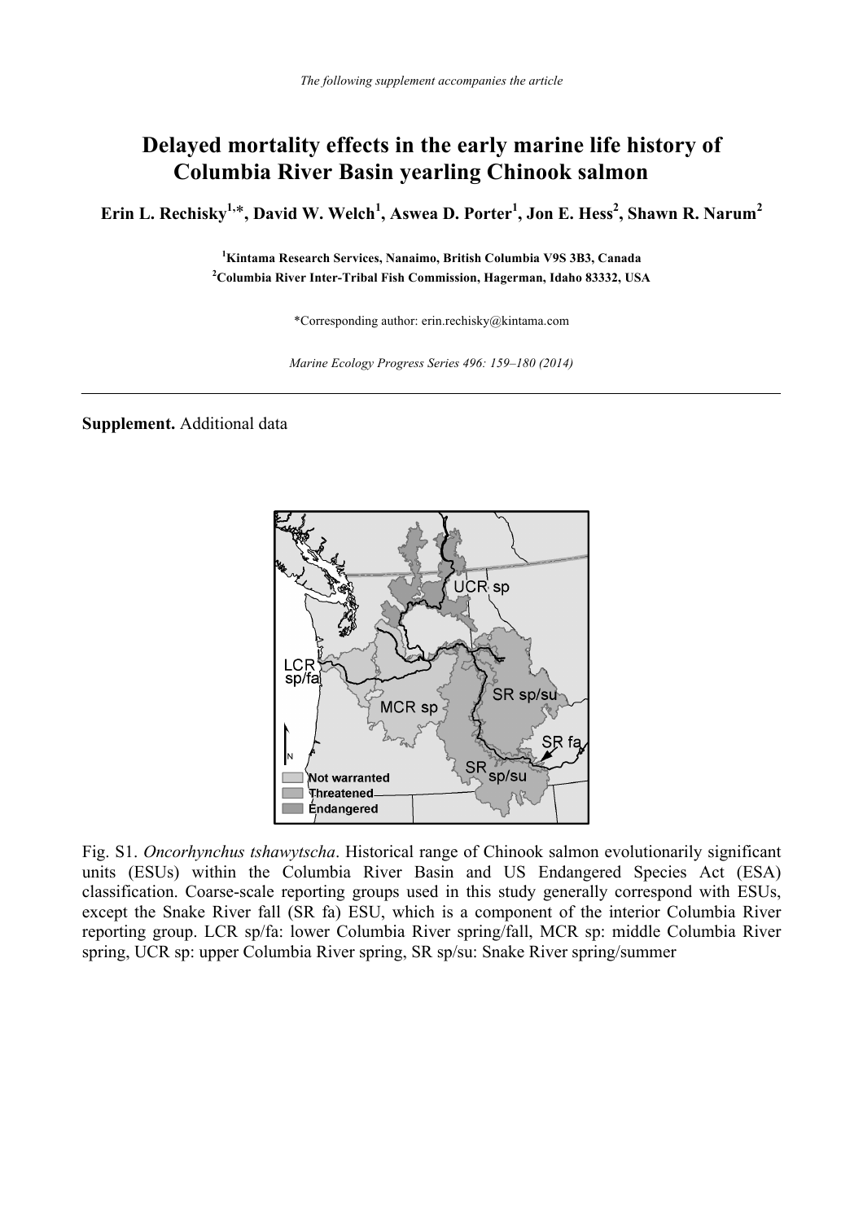*The following supplement accompanies the article*

# Delayed mortality effects in the early marine life history of Columbia River Basin yearling Chinook salmon

**Erin L. Rechisky[1,*], David W. Welch[1], Aswea D. Porter[1], Jon E. Hess[2], Shawn R. Narum[2]**

[1]Kintama Research Services, Nanaimo, British Columbia V9S 3B3, Canada
[2]Columbia River Inter-Tribal Fish Commission, Hagerman, Idaho 83332, USA

*Corresponding author: erin.rechisky@kintama.com

*Marine Ecology Progress Series 496: 159–180 (2014)*

---

**Supplement.** Additional data

Fig. S1. *Oncorhynchus tshawytscha*. Historical range of Chinook salmon evolutionarily significant units (ESUs) within the Columbia River Basin and US Endangered Species Act (ESA) classification. Coarse-scale reporting groups used in this study generally correspond with ESUs, except the Snake River fall (SR fa) ESU, which is a component of the interior Columbia River reporting group. LCR sp/fa: lower Columbia River spring/fall, MCR sp: middle Columbia River spring, UCR sp: upper Columbia River spring, SR sp/su: Snake River spring/summer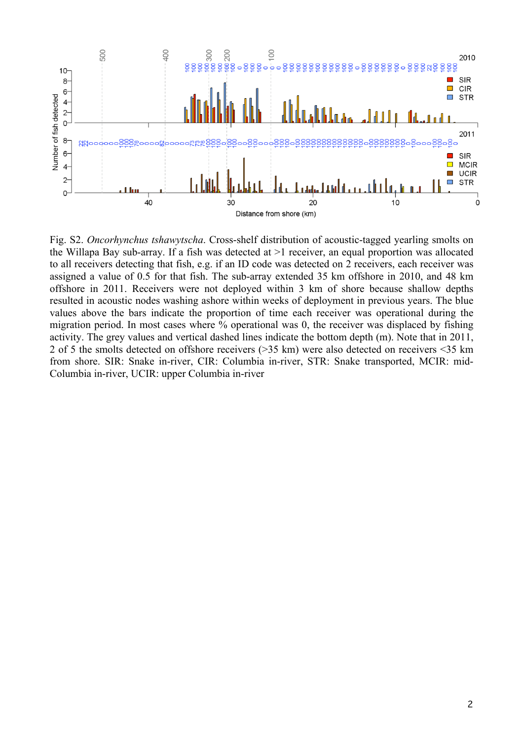Fig. S2. *Oncorhynchus tshawytscha*. Cross-shelf distribution of acoustic-tagged yearling smolts on the Willapa Bay sub-array. If a fish was detected at >1 receiver, an equal proportion was allocated to all receivers detecting that fish, e.g. if an ID code was detected on 2 receivers, each receiver was assigned a value of 0.5 for that fish. The sub-array extended 35 km offshore in 2010, and 48 km offshore in 2011. Receivers were not deployed within 3 km of shore because shallow depths resulted in acoustic nodes washing ashore within weeks of deployment in previous years. The blue values above the bars indicate the proportion of time each receiver was operational during the migration period. In most cases where % operational was 0, the receiver was displaced by fishing activity. The grey values and vertical dashed lines indicate the bottom depth (m). Note that in 2011, 2 of 5 the smolts detected on offshore receivers (>35 km) were also detected on receivers <35 km from shore. SIR: Snake in-river, CIR: Columbia in-river, STR: Snake transported, MCIR: mid-Columbia in-river, UCIR: upper Columbia in-river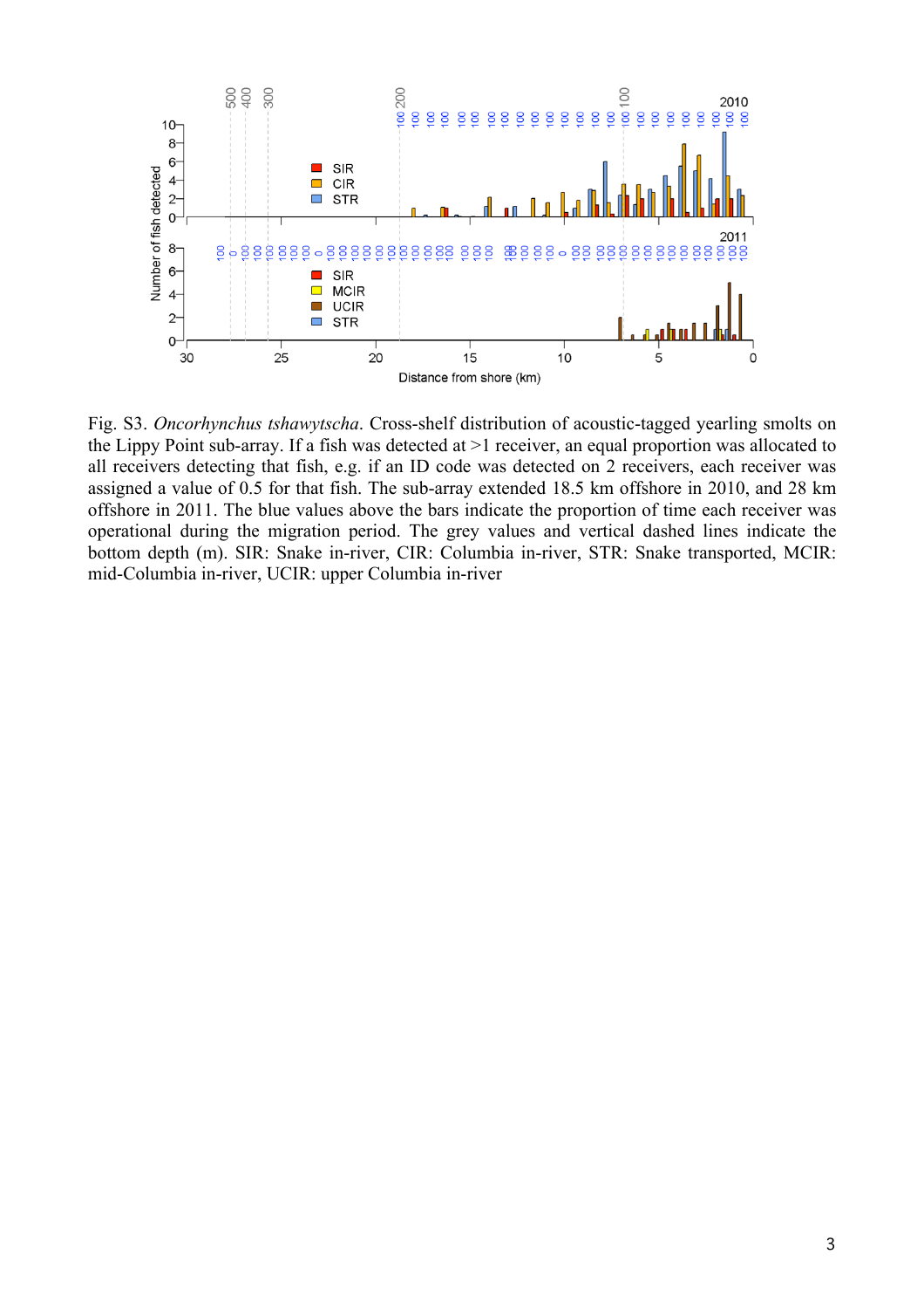Fig. S3. *Oncorhynchus tshawytscha*. Cross-shelf distribution of acoustic-tagged yearling smolts on the Lippy Point sub-array. If a fish was detected at >1 receiver, an equal proportion was allocated to all receivers detecting that fish, e.g. if an ID code was detected on 2 receivers, each receiver was assigned a value of 0.5 for that fish. The sub-array extended 18.5 km offshore in 2010, and 28 km offshore in 2011. The blue values above the bars indicate the proportion of time each receiver was operational during the migration period. The grey values and vertical dashed lines indicate the bottom depth (m). SIR: Snake in-river, CIR: Columbia in-river, STR: Snake transported, MCIR: mid-Columbia in-river, UCIR: upper Columbia in-river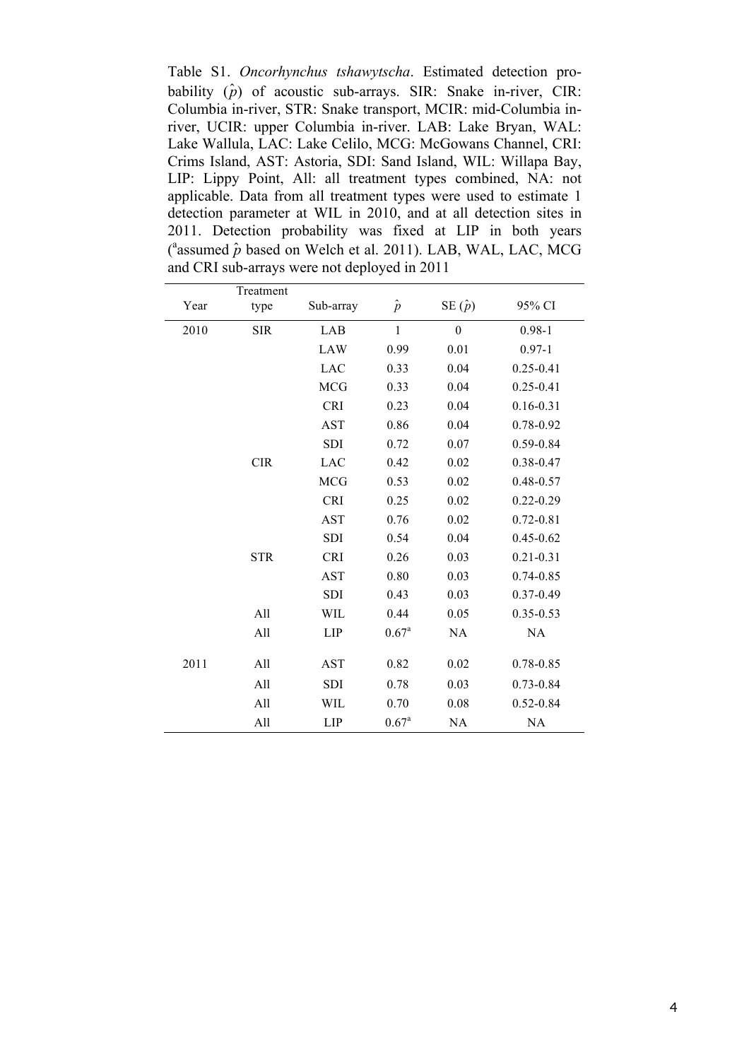Table S1. *Oncorhynchus tshawytscha*. Estimated detection probability ($\hat{p}$) of acoustic sub-arrays. SIR: Snake in-river, CIR: Columbia in-river, STR: Snake transport, MCIR: mid-Columbia in-river, UCIR: upper Columbia in-river. LAB: Lake Bryan, WAL: Lake Wallula, LAC: Lake Celilo, MCG: McGowans Channel, CRI: Crims Island, AST: Astoria, SDI: Sand Island, WIL: Willapa Bay, LIP: Lippy Point, All: all treatment types combined, NA: not applicable. Data from all treatment types were used to estimate 1 detection parameter at WIL in 2010, and at all detection sites in 2011. Detection probability was fixed at LIP in both years ([a]assumed $\hat{p}$ based on Welch et al. 2011). LAB, WAL, LAC, MCG and CRI sub-arrays were not deployed in 2011

| Year | Treatment type | Sub-array | $\hat{p}$ | SE ($\hat{p}$) | 95% CI |
|---|---|---|---|---|---|
| 2010 | SIR | LAB | 1 | 0 | 0.98-1 |
| | | LAW | 0.99 | 0.01 | 0.97-1 |
| | | LAC | 0.33 | 0.04 | 0.25-0.41 |
| | | MCG | 0.33 | 0.04 | 0.25-0.41 |
| | | CRI | 0.23 | 0.04 | 0.16-0.31 |
| | | AST | 0.86 | 0.04 | 0.78-0.92 |
| | | SDI | 0.72 | 0.07 | 0.59-0.84 |
| | CIR | LAC | 0.42 | 0.02 | 0.38-0.47 |
| | | MCG | 0.53 | 0.02 | 0.48-0.57 |
| | | CRI | 0.25 | 0.02 | 0.22-0.29 |
| | | AST | 0.76 | 0.02 | 0.72-0.81 |
| | | SDI | 0.54 | 0.04 | 0.45-0.62 |
| | STR | CRI | 0.26 | 0.03 | 0.21-0.31 |
| | | AST | 0.80 | 0.03 | 0.74-0.85 |
| | | SDI | 0.43 | 0.03 | 0.37-0.49 |
| | All | WIL | 0.44 | 0.05 | 0.35-0.53 |
| | All | LIP | 0.67[a] | NA | NA |
| 2011 | All | AST | 0.82 | 0.02 | 0.78-0.85 |
| | All | SDI | 0.78 | 0.03 | 0.73-0.84 |
| | All | WIL | 0.70 | 0.08 | 0.52-0.84 |
| | All | LIP | 0.67[a] | NA | NA |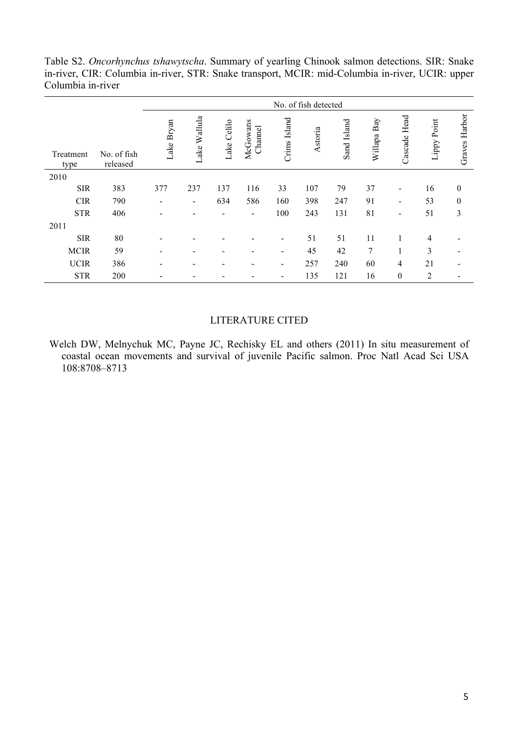Table S2. *Oncorhynchus tshawytscha*. Summary of yearling Chinook salmon detections. SIR: Snake in-river, CIR: Columbia in-river, STR: Snake transport, MCIR: mid-Columbia in-river, UCIR: upper Columbia in-river

| | | No. of fish detected | | | | | | | | | | |
|---|---|---|---|---|---|---|---|---|---|---|---|---|
| Treatment type | No. of fish released | Lake Bryan | Lake Wallula | Lake Celilo | McGowans Channel | Crims Island | Astoria | Sand Island | Willapa Bay | Cascade Head | Lippy Point | Graves Harbor |
| 2010 | | | | | | | | | | | | |
| SIR | 383 | 377 | 237 | 137 | 116 | 33 | 107 | 79 | 37 | - | 16 | 0 |
| CIR | 790 | - | - | 634 | 586 | 160 | 398 | 247 | 91 | - | 53 | 0 |
| STR | 406 | - | - | - | - | 100 | 243 | 131 | 81 | - | 51 | 3 |
| 2011 | | | | | | | | | | | | |
| SIR | 80 | - | - | - | - | - | 51 | 51 | 11 | 1 | 4 | - |
| MCIR | 59 | - | - | - | - | - | 45 | 42 | 7 | 1 | 3 | - |
| UCIR | 386 | - | - | - | - | - | 257 | 240 | 60 | 4 | 21 | - |
| STR | 200 | - | - | - | - | - | 135 | 121 | 16 | 0 | 2 | - |

## LITERATURE CITED

Welch DW, Melnychuk MC, Payne JC, Rechisky EL and others (2011) In situ measurement of coastal ocean movements and survival of juvenile Pacific salmon. Proc Natl Acad Sci USA 108:8708–8713